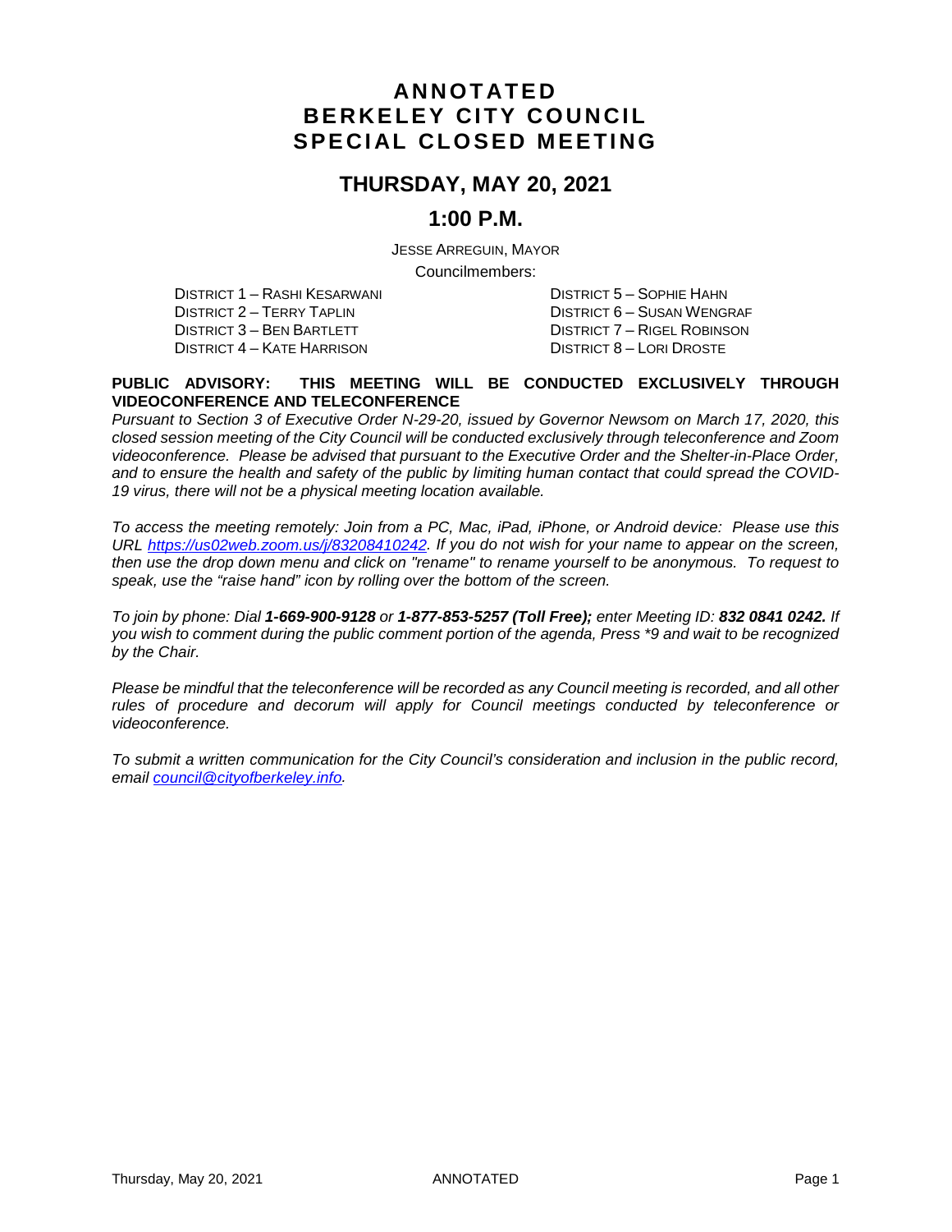# ANNOTATED
# BERKELEY CITY COUNCIL
# SPECIAL CLOSED MEETING

## THURSDAY, MAY 20, 2021

## 1:00 P.M.

JESSE ARREGUIN, MAYOR

Councilmembers:

DISTRICT 1 – RASHI KESARWANI
DISTRICT 2 – TERRY TAPLIN
DISTRICT 3 – BEN BARTLETT
DISTRICT 4 – KATE HARRISON
DISTRICT 5 – SOPHIE HAHN
DISTRICT 6 – SUSAN WENGRAF
DISTRICT 7 – RIGEL ROBINSON
DISTRICT 8 – LORI DROSTE

**PUBLIC ADVISORY: THIS MEETING WILL BE CONDUCTED EXCLUSIVELY THROUGH VIDEOCONFERENCE AND TELECONFERENCE**

*Pursuant to Section 3 of Executive Order N-29-20, issued by Governor Newsom on March 17, 2020, this closed session meeting of the City Council will be conducted exclusively through teleconference and Zoom videoconference. Please be advised that pursuant to the Executive Order and the Shelter-in-Place Order, and to ensure the health and safety of the public by limiting human contact that could spread the COVID-19 virus, there will not be a physical meeting location available.*

*To access the meeting remotely: Join from a PC, Mac, iPad, iPhone, or Android device: Please use this URL https://us02web.zoom.us/j/83208410242. If you do not wish for your name to appear on the screen, then use the drop down menu and click on "rename" to rename yourself to be anonymous. To request to speak, use the "raise hand" icon by rolling over the bottom of the screen.*

*To join by phone: Dial **1-669-900-9128** or **1-877-853-5257 (Toll Free);** enter Meeting ID: **832 0841 0242.** If you wish to comment during the public comment portion of the agenda, Press \*9 and wait to be recognized by the Chair.*

*Please be mindful that the teleconference will be recorded as any Council meeting is recorded, and all other rules of procedure and decorum will apply for Council meetings conducted by teleconference or videoconference.*

*To submit a written communication for the City Council's consideration and inclusion in the public record, email council@cityofberkeley.info.*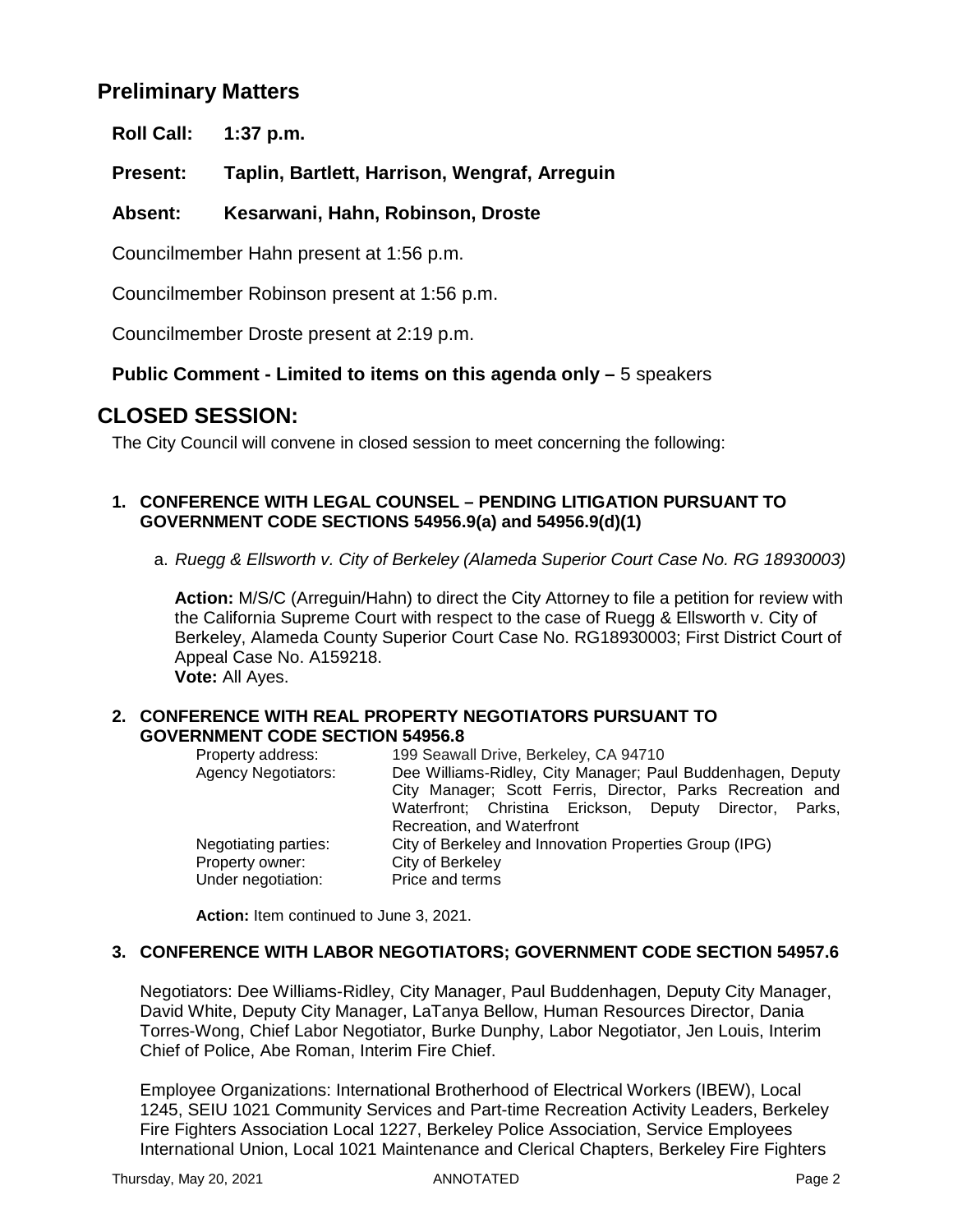## Preliminary Matters

**Roll Call: 1:37 p.m.**

**Present: Taplin, Bartlett, Harrison, Wengraf, Arreguin**

**Absent: Kesarwani, Hahn, Robinson, Droste**

Councilmember Hahn present at 1:56 p.m.

Councilmember Robinson present at 1:56 p.m.

Councilmember Droste present at 2:19 p.m.

**Public Comment - Limited to items on this agenda only –** 5 speakers

## CLOSED SESSION:

The City Council will convene in closed session to meet concerning the following:

**1. CONFERENCE WITH LEGAL COUNSEL – PENDING LITIGATION PURSUANT TO GOVERNMENT CODE SECTIONS 54956.9(a) and 54956.9(d)(1)**

a. *Ruegg & Ellsworth v. City of Berkeley (Alameda Superior Court Case No. RG 18930003)*

**Action:** M/S/C (Arreguin/Hahn) to direct the City Attorney to file a petition for review with the California Supreme Court with respect to the case of Ruegg & Ellsworth v. City of Berkeley, Alameda County Superior Court Case No. RG18930003; First District Court of Appeal Case No. A159218.
**Vote:** All Ayes.

**2. CONFERENCE WITH REAL PROPERTY NEGOTIATORS PURSUANT TO GOVERNMENT CODE SECTION 54956.8**

| | |
|---|---|
| Property address: | 199 Seawall Drive, Berkeley, CA 94710 |
| Agency Negotiators: | Dee Williams-Ridley, City Manager; Paul Buddenhagen, Deputy City Manager; Scott Ferris, Director, Parks Recreation and Waterfront; Christina Erickson, Deputy Director, Parks, Recreation, and Waterfront |
| Negotiating parties: | City of Berkeley and Innovation Properties Group (IPG) |
| Property owner: | City of Berkeley |
| Under negotiation: | Price and terms |

**Action:** Item continued to June 3, 2021.

**3. CONFERENCE WITH LABOR NEGOTIATORS; GOVERNMENT CODE SECTION 54957.6**

Negotiators: Dee Williams-Ridley, City Manager, Paul Buddenhagen, Deputy City Manager, David White, Deputy City Manager, LaTanya Bellow, Human Resources Director, Dania Torres-Wong, Chief Labor Negotiator, Burke Dunphy, Labor Negotiator, Jen Louis, Interim Chief of Police, Abe Roman, Interim Fire Chief.

Employee Organizations: International Brotherhood of Electrical Workers (IBEW), Local 1245, SEIU 1021 Community Services and Part-time Recreation Activity Leaders, Berkeley Fire Fighters Association Local 1227, Berkeley Police Association, Service Employees International Union, Local 1021 Maintenance and Clerical Chapters, Berkeley Fire Fighters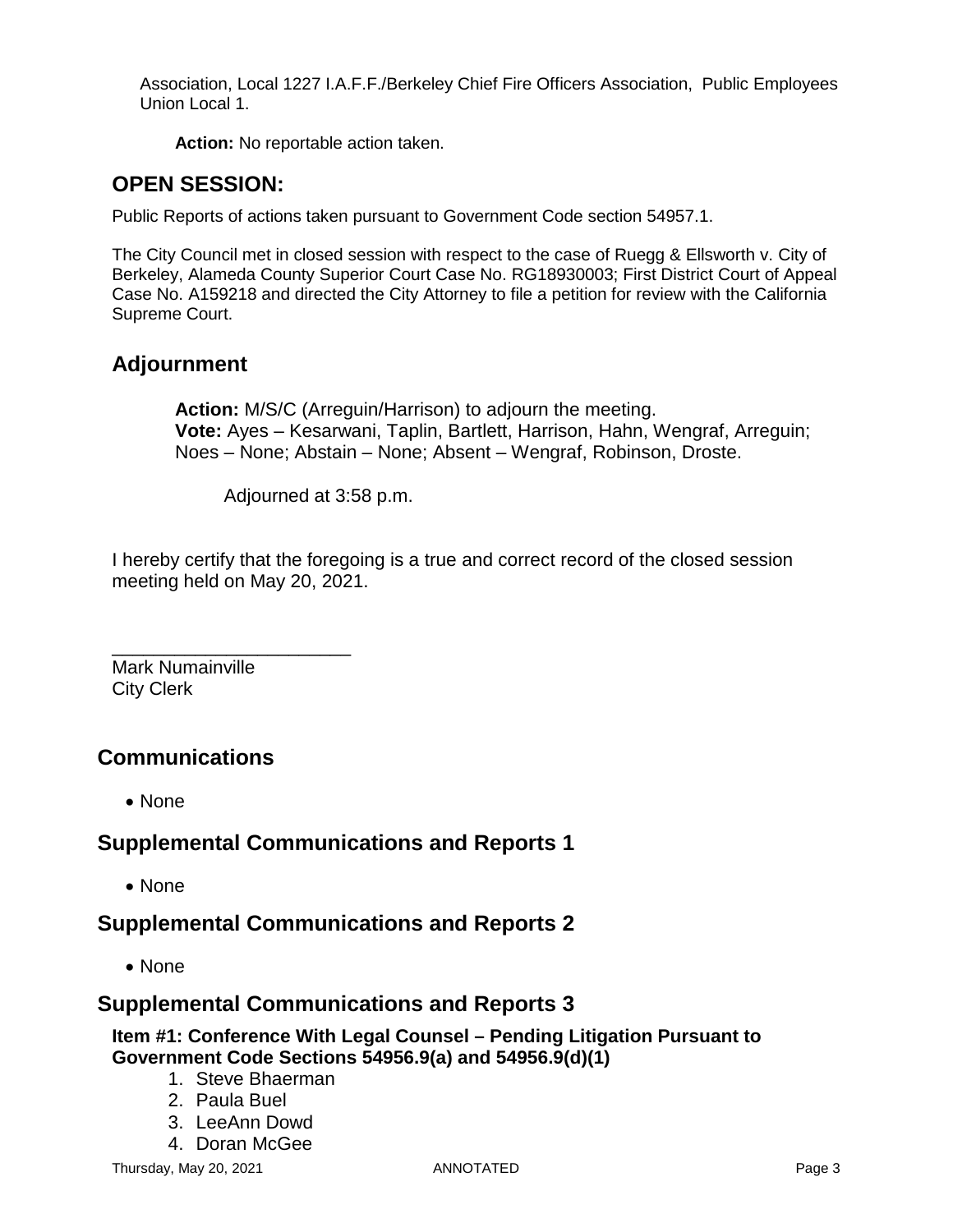Association, Local 1227 I.A.F.F./Berkeley Chief Fire Officers Association, Public Employees Union Local 1.

**Action:** No reportable action taken.

## OPEN SESSION:

Public Reports of actions taken pursuant to Government Code section 54957.1.

The City Council met in closed session with respect to the case of Ruegg & Ellsworth v. City of Berkeley, Alameda County Superior Court Case No. RG18930003; First District Court of Appeal Case No. A159218 and directed the City Attorney to file a petition for review with the California Supreme Court.

## Adjournment

**Action:** M/S/C (Arreguin/Harrison) to adjourn the meeting.
**Vote:** Ayes – Kesarwani, Taplin, Bartlett, Harrison, Hahn, Wengraf, Arreguin; Noes – None; Abstain – None; Absent – Wengraf, Robinson, Droste.

Adjourned at 3:58 p.m.

I hereby certify that the foregoing is a true and correct record of the closed session meeting held on May 20, 2021.

_______________________
Mark Numainville
City Clerk

## Communications

- None

## Supplemental Communications and Reports 1

- None

## Supplemental Communications and Reports 2

- None

## Supplemental Communications and Reports 3

**Item #1: Conference With Legal Counsel – Pending Litigation Pursuant to Government Code Sections 54956.9(a) and 54956.9(d)(1)**

1. Steve Bhaerman
2. Paula Buel
3. LeeAnn Dowd
4. Doran McGee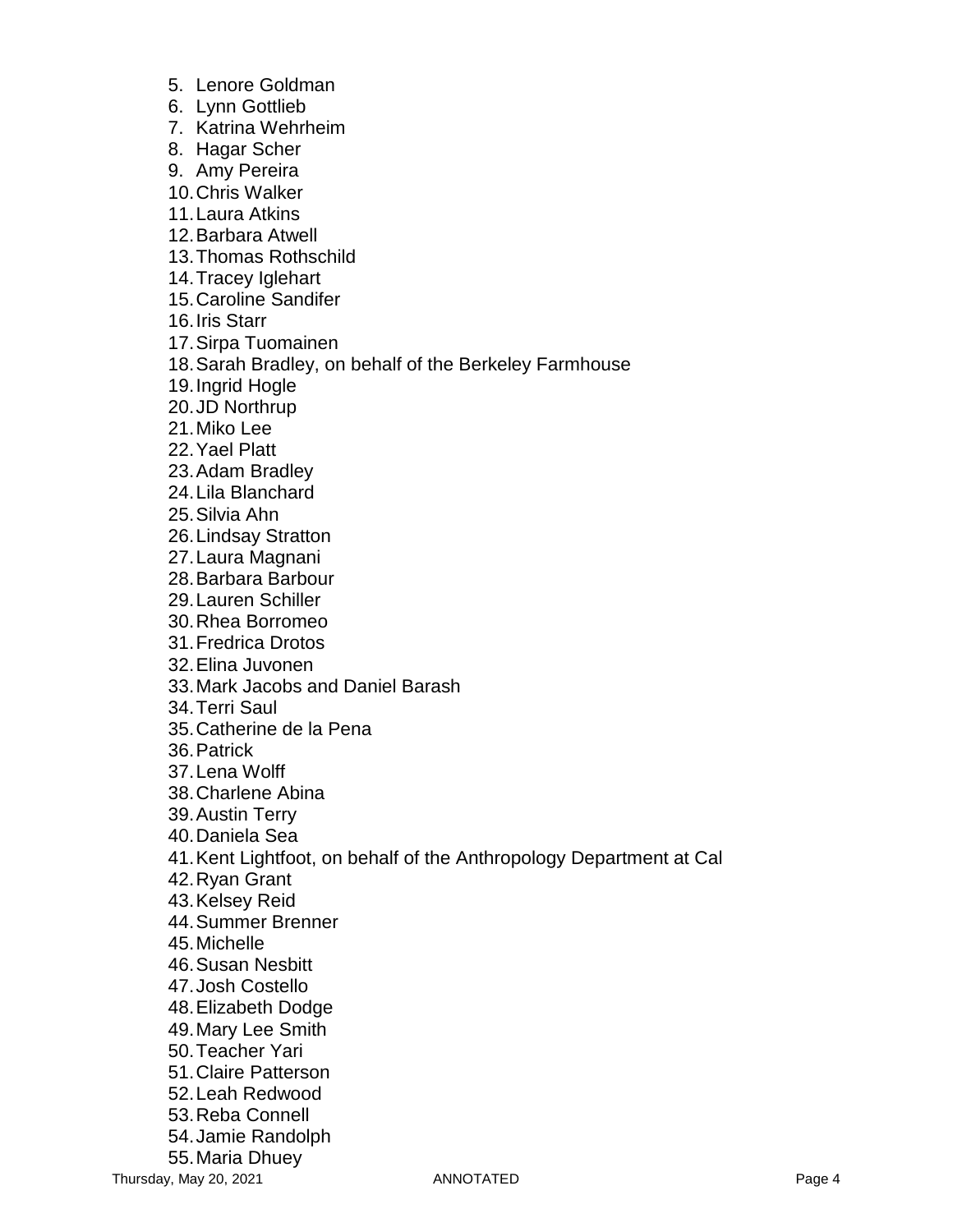5. Lenore Goldman
6. Lynn Gottlieb
7. Katrina Wehrheim
8. Hagar Scher
9. Amy Pereira
10. Chris Walker
11. Laura Atkins
12. Barbara Atwell
13. Thomas Rothschild
14. Tracey Iglehart
15. Caroline Sandifer
16. Iris Starr
17. Sirpa Tuomainen
18. Sarah Bradley, on behalf of the Berkeley Farmhouse
19. Ingrid Hogle
20. JD Northrup
21. Miko Lee
22. Yael Platt
23. Adam Bradley
24. Lila Blanchard
25. Silvia Ahn
26. Lindsay Stratton
27. Laura Magnani
28. Barbara Barbour
29. Lauren Schiller
30. Rhea Borromeo
31. Fredrica Drotos
32. Elina Juvonen
33. Mark Jacobs and Daniel Barash
34. Terri Saul
35. Catherine de la Pena
36. Patrick
37. Lena Wolff
38. Charlene Abina
39. Austin Terry
40. Daniela Sea
41. Kent Lightfoot, on behalf of the Anthropology Department at Cal
42. Ryan Grant
43. Kelsey Reid
44. Summer Brenner
45. Michelle
46. Susan Nesbitt
47. Josh Costello
48. Elizabeth Dodge
49. Mary Lee Smith
50. Teacher Yari
51. Claire Patterson
52. Leah Redwood
53. Reba Connell
54. Jamie Randolph
55. Maria Dhuey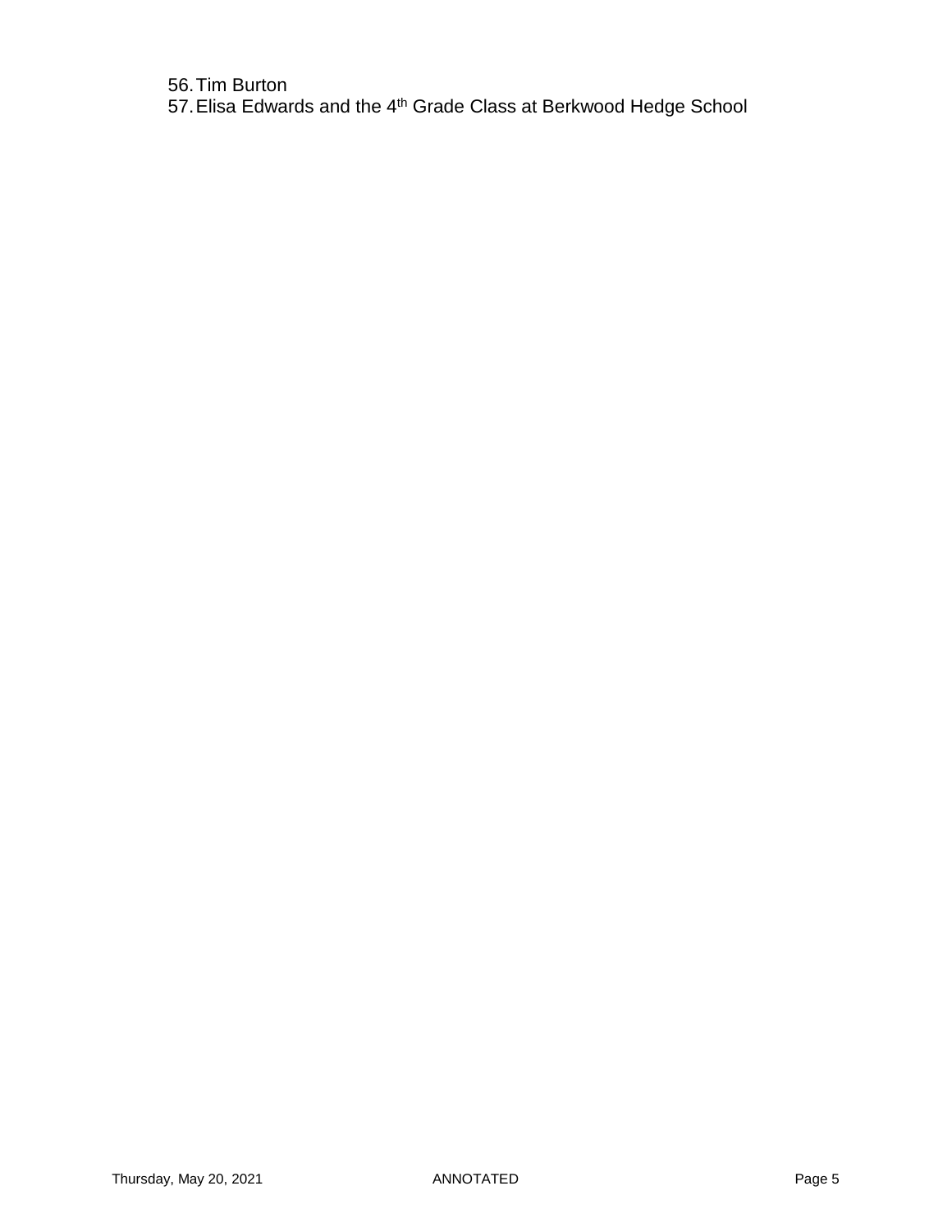56. Tim Burton
57. Elisa Edwards and the 4th Grade Class at Berkwood Hedge School